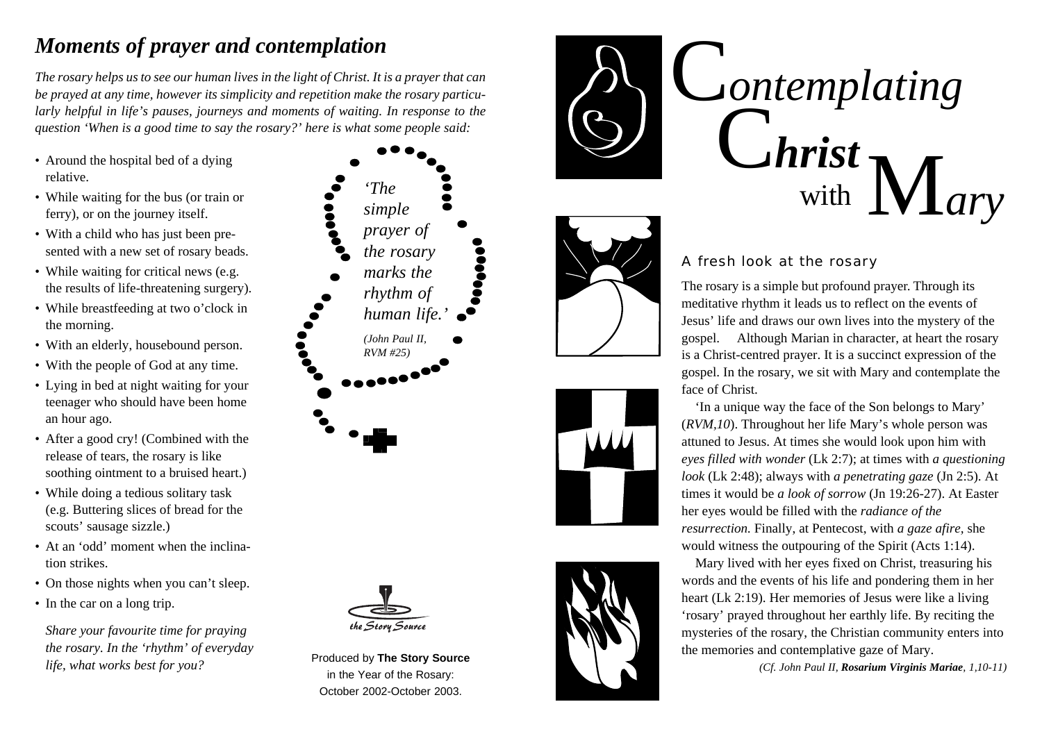## *Moments of prayer and contemplation*

*The rosary helps us to see our human lives in the light of Christ. It is a prayer that can be prayed at any time, however its simplicity and repetition make the rosary particularly helpful in life's pauses, journeys and moments of waiting. In response to the question 'When is a good time to say the rosary?' here is what some people said:*

- Around the hospital bed of a dying relative.
- While waiting for the bus (or train or ferry), or on the journey itself.
- With a child who has just been presented with a new set of rosary beads.
- While waiting for critical news (e.g. the results of life-threatening surgery).
- While breastfeeding at two o'clock in the morning.
- With an elderly, housebound person.
- With the people of God at any time.
- Lying in bed at night waiting for your teenager who should have been home an hour ago.
- After a good cry! (Combined with the release of tears, the rosary is like soothing ointment to a bruised heart.)
- While doing a tedious solitary task (e.g. Buttering slices of bread for the scouts' sausage sizzle.)
- At an 'odd' moment when the inclination strikes.
- On those nights when you can't sleep.
- In the car on a long trip.

*Share your favourite time for praying the rosary. In the 'rhythm' of everyday life, what works best for you?*

*'The simple prayer of the rosary marks the rhythm of human life.'*

*(John Paul II, RVM #25)*

the Story Source

Produced by **The Story Source** in the Year of the Rosary: October 2002-October 2003.

# C*ontemplating* C***hrist*** with M*ary*

### A fresh look at the rosary

The rosary is a simple but profound prayer. Through its meditative rhythm it leads us to reflect on the events of Jesus' life and draws our own lives into the mystery of the gospel. Although Marian in character, at heart the rosary is a Christ-centred prayer. It is a succinct expression of the gospel. In the rosary, we sit with Mary and contemplate the face of Christ.

'In a unique way the face of the Son belongs to Mary' (*RVM,10*). Throughout her life Mary's whole person was attuned to Jesus. At times she would look upon him with *eyes filled with wonder* (Lk 2:7); at times with *a questioning look* (Lk 2:48); always with *a penetrating gaze* (Jn 2:5). At times it would be *a look of sorrow* (Jn 19:26-27). At Easter her eyes would be filled with the *radiance of the resurrection.* Finally, at Pentecost, with *a gaze afire,* she would witness the outpouring of the Spirit (Acts 1:14).

Mary lived with her eyes fixed on Christ, treasuring his words and the events of his life and pondering them in her heart (Lk 2:19). Her memories of Jesus were like a living 'rosary' prayed throughout her earthly life. By reciting the mysteries of the rosary, the Christian community enters into the memories and contemplative gaze of Mary.

*(Cf. John Paul II, **Rosarium Virginis Mariae**, 1,10-11)*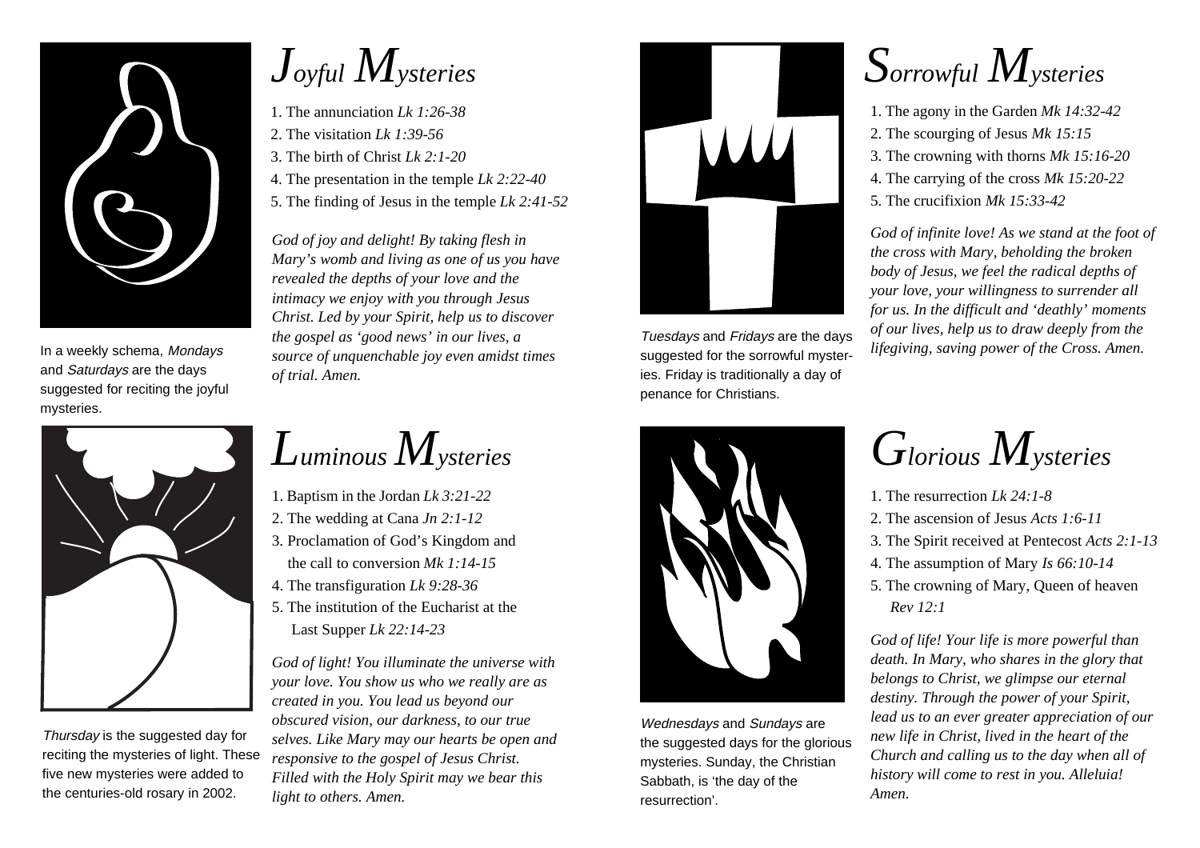## *Joyful Mysteries*

1. The annunciation *Lk 1:26-38*
2. The visitation *Lk 1:39-56*
3. The birth of Christ *Lk 2:1-20*
4. The presentation in the temple *Lk 2:22-40*
5. The finding of Jesus in the temple *Lk 2:41-52*

*God of joy and delight! By taking flesh in Mary's womb and living as one of us you have revealed the depths of your love and the intimacy we enjoy with you through Jesus Christ. Led by your Spirit, help us to discover the gospel as 'good news' in our lives, a source of unquenchable joy even amidst times of trial. Amen.*

In a weekly schema, *Mondays* and *Saturdays* are the days suggested for reciting the joyful mysteries.

## *Luminous Mysteries*

1. Baptism in the Jordan *Lk 3:21-22*
2. The wedding at Cana *Jn 2:1-12*
3. Proclamation of God's Kingdom and the call to conversion *Mk 1:14-15*
4. The transfiguration *Lk 9:28-36*
5. The institution of the Eucharist at the Last Supper *Lk 22:14-23*

*God of light! You illuminate the universe with your love. You show us who we really are as created in you. You lead us beyond our obscured vision, our darkness, to our true selves. Like Mary may our hearts be open and responsive to the gospel of Jesus Christ. Filled with the Holy Spirit may we bear this light to others. Amen.*

*Thursday* is the suggested day for reciting the mysteries of light. These five new mysteries were added to the centuries-old rosary in 2002.

## *Sorrowful Mysteries*

1. The agony in the Garden *Mk 14:32-42*
2. The scourging of Jesus *Mk 15:15*
3. The crowning with thorns *Mk 15:16-20*
4. The carrying of the cross *Mk 15:20-22*
5. The crucifixion *Mk 15:33-42*

*God of infinite love! As we stand at the foot of the cross with Mary, beholding the broken body of Jesus, we feel the radical depths of your love, your willingness to surrender all for us. In the difficult and 'deathly' moments of our lives, help us to draw deeply from the lifegiving, saving power of the Cross. Amen.*

*Tuesdays* and *Fridays* are the days suggested for the sorrowful mysteries. Friday is traditionally a day of penance for Christians.

## *Glorious Mysteries*

1. The resurrection *Lk 24:1-8*
2. The ascension of Jesus *Acts 1:6-11*
3. The Spirit received at Pentecost *Acts 2:1-13*
4. The assumption of Mary *Is 66:10-14*
5. The crowning of Mary, Queen of heaven *Rev 12:1*

*God of life! Your life is more powerful than death. In Mary, who shares in the glory that belongs to Christ, we glimpse our eternal destiny. Through the power of your Spirit, lead us to an ever greater appreciation of our new life in Christ, lived in the heart of the Church and calling us to the day when all of history will come to rest in you. Alleluia! Amen.*

*Wednesdays* and *Sundays* are the suggested days for the glorious mysteries. Sunday, the Christian Sabbath, is 'the day of the resurrection'.